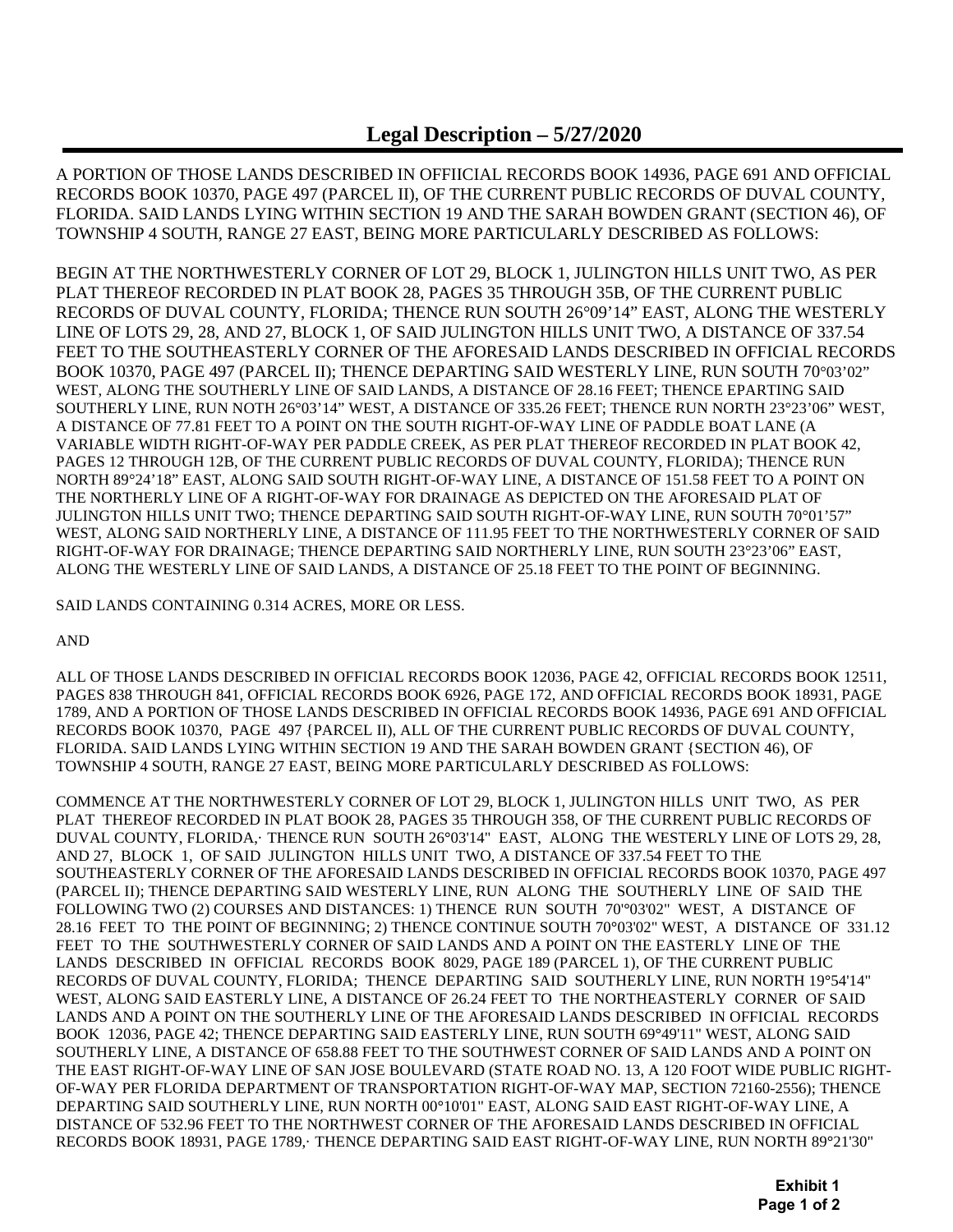## Legal Description – 5/27/2020

A PORTION OF THOSE LANDS DESCRIBED IN OFFIICIAL RECORDS BOOK 14936, PAGE 691 AND OFFICIAL RECORDS BOOK 10370, PAGE 497 (PARCEL II), OF THE CURRENT PUBLIC RECORDS OF DUVAL COUNTY, FLORIDA. SAID LANDS LYING WITHIN SECTION 19 AND THE SARAH BOWDEN GRANT (SECTION 46), OF TOWNSHIP 4 SOUTH, RANGE 27 EAST, BEING MORE PARTICULARLY DESCRIBED AS FOLLOWS:

BEGIN AT THE NORTHWESTERLY CORNER OF LOT 29, BLOCK 1, JULINGTON HILLS UNIT TWO, AS PER PLAT THEREOF RECORDED IN PLAT BOOK 28, PAGES 35 THROUGH 35B, OF THE CURRENT PUBLIC RECORDS OF DUVAL COUNTY, FLORIDA; THENCE RUN SOUTH 26°09'14" EAST, ALONG THE WESTERLY LINE OF LOTS 29, 28, AND 27, BLOCK 1, OF SAID JULINGTON HILLS UNIT TWO, A DISTANCE OF 337.54 FEET TO THE SOUTHEASTERLY CORNER OF THE AFORESAID LANDS DESCRIBED IN OFFICIAL RECORDS BOOK 10370, PAGE 497 (PARCEL II); THENCE DEPARTING SAID WESTERLY LINE, RUN SOUTH 70°03'02" WEST, ALONG THE SOUTHERLY LINE OF SAID LANDS, A DISTANCE OF 28.16 FEET; THENCE EPARTING SAID SOUTHERLY LINE, RUN NOTH 26°03'14" WEST, A DISTANCE OF 335.26 FEET; THENCE RUN NORTH 23°23'06" WEST, A DISTANCE OF 77.81 FEET TO A POINT ON THE SOUTH RIGHT-OF-WAY LINE OF PADDLE BOAT LANE (A VARIABLE WIDTH RIGHT-OF-WAY PER PADDLE CREEK, AS PER PLAT THEREOF RECORDED IN PLAT BOOK 42, PAGES 12 THROUGH 12B, OF THE CURRENT PUBLIC RECORDS OF DUVAL COUNTY, FLORIDA); THENCE RUN NORTH 89°24'18" EAST, ALONG SAID SOUTH RIGHT-OF-WAY LINE, A DISTANCE OF 151.58 FEET TO A POINT ON THE NORTHERLY LINE OF A RIGHT-OF-WAY FOR DRAINAGE AS DEPICTED ON THE AFORESAID PLAT OF JULINGTON HILLS UNIT TWO; THENCE DEPARTING SAID SOUTH RIGHT-OF-WAY LINE, RUN SOUTH 70°01'57" WEST, ALONG SAID NORTHERLY LINE, A DISTANCE OF 111.95 FEET TO THE NORTHWESTERLY CORNER OF SAID RIGHT-OF-WAY FOR DRAINAGE; THENCE DEPARTING SAID NORTHERLY LINE, RUN SOUTH 23°23'06" EAST, ALONG THE WESTERLY LINE OF SAID LANDS, A DISTANCE OF 25.18 FEET TO THE POINT OF BEGINNING.

SAID LANDS CONTAINING 0.314 ACRES, MORE OR LESS.

AND

ALL OF THOSE LANDS DESCRIBED IN OFFICIAL RECORDS BOOK 12036, PAGE 42, OFFICIAL RECORDS BOOK 12511, PAGES 838 THROUGH 841, OFFICIAL RECORDS BOOK 6926, PAGE 172, AND OFFICIAL RECORDS BOOK 18931, PAGE 1789, AND A PORTION OF THOSE LANDS DESCRIBED IN OFFICIAL RECORDS BOOK 14936, PAGE 691 AND OFFICIAL RECORDS BOOK 10370, PAGE 497 {PARCEL II), ALL OF THE CURRENT PUBLIC RECORDS OF DUVAL COUNTY, FLORIDA. SAID LANDS LYING WITHIN SECTION 19 AND THE SARAH BOWDEN GRANT {SECTION 46), OF TOWNSHIP 4 SOUTH, RANGE 27 EAST, BEING MORE PARTICULARLY DESCRIBED AS FOLLOWS:

COMMENCE AT THE NORTHWESTERLY CORNER OF LOT 29, BLOCK 1, JULINGTON HILLS UNIT TWO, AS PER PLAT THEREOF RECORDED IN PLAT BOOK 28, PAGES 35 THROUGH 358, OF THE CURRENT PUBLIC RECORDS OF DUVAL COUNTY, FLORIDA,· THENCE RUN SOUTH 26°03'14" EAST, ALONG THE WESTERLY LINE OF LOTS 29, 28, AND 27, BLOCK 1, OF SAID JULINGTON HILLS UNIT TWO, A DISTANCE OF 337.54 FEET TO THE SOUTHEASTERLY CORNER OF THE AFORESAID LANDS DESCRIBED IN OFFICIAL RECORDS BOOK 10370, PAGE 497 (PARCEL II); THENCE DEPARTING SAID WESTERLY LINE, RUN ALONG THE SOUTHERLY LINE OF SAID THE FOLLOWING TWO (2) COURSES AND DISTANCES: 1) THENCE RUN SOUTH 70'°03'02" WEST, A DISTANCE OF 28.16 FEET TO THE POINT OF BEGINNING; 2) THENCE CONTINUE SOUTH 70°03'02" WEST, A DISTANCE OF 331.12 FEET TO THE SOUTHWESTERLY CORNER OF SAID LANDS AND A POINT ON THE EASTERLY LINE OF THE LANDS DESCRIBED IN OFFICIAL RECORDS BOOK 8029, PAGE 189 (PARCEL 1), OF THE CURRENT PUBLIC RECORDS OF DUVAL COUNTY, FLORIDA; THENCE DEPARTING SAID SOUTHERLY LINE, RUN NORTH 19°54'14" WEST, ALONG SAID EASTERLY LINE, A DISTANCE OF 26.24 FEET TO THE NORTHEASTERLY CORNER OF SAID LANDS AND A POINT ON THE SOUTHERLY LINE OF THE AFORESAID LANDS DESCRIBED IN OFFICIAL RECORDS BOOK 12036, PAGE 42; THENCE DEPARTING SAID EASTERLY LINE, RUN SOUTH 69°49'11" WEST, ALONG SAID SOUTHERLY LINE, A DISTANCE OF 658.88 FEET TO THE SOUTHWEST CORNER OF SAID LANDS AND A POINT ON THE EAST RIGHT-OF-WAY LINE OF SAN JOSE BOULEVARD (STATE ROAD NO. 13, A 120 FOOT WIDE PUBLIC RIGHT-OF-WAY PER FLORIDA DEPARTMENT OF TRANSPORTATION RIGHT-OF-WAY MAP, SECTION 72160-2556); THENCE DEPARTING SAID SOUTHERLY LINE, RUN NORTH 00°10'01" EAST, ALONG SAID EAST RIGHT-OF-WAY LINE, A DISTANCE OF 532.96 FEET TO THE NORTHWEST CORNER OF THE AFORESAID LANDS DESCRIBED IN OFFICIAL RECORDS BOOK 18931, PAGE 1789,· THENCE DEPARTING SAID EAST RIGHT-OF-WAY LINE, RUN NORTH 89°21'30"

**Exhibit 1**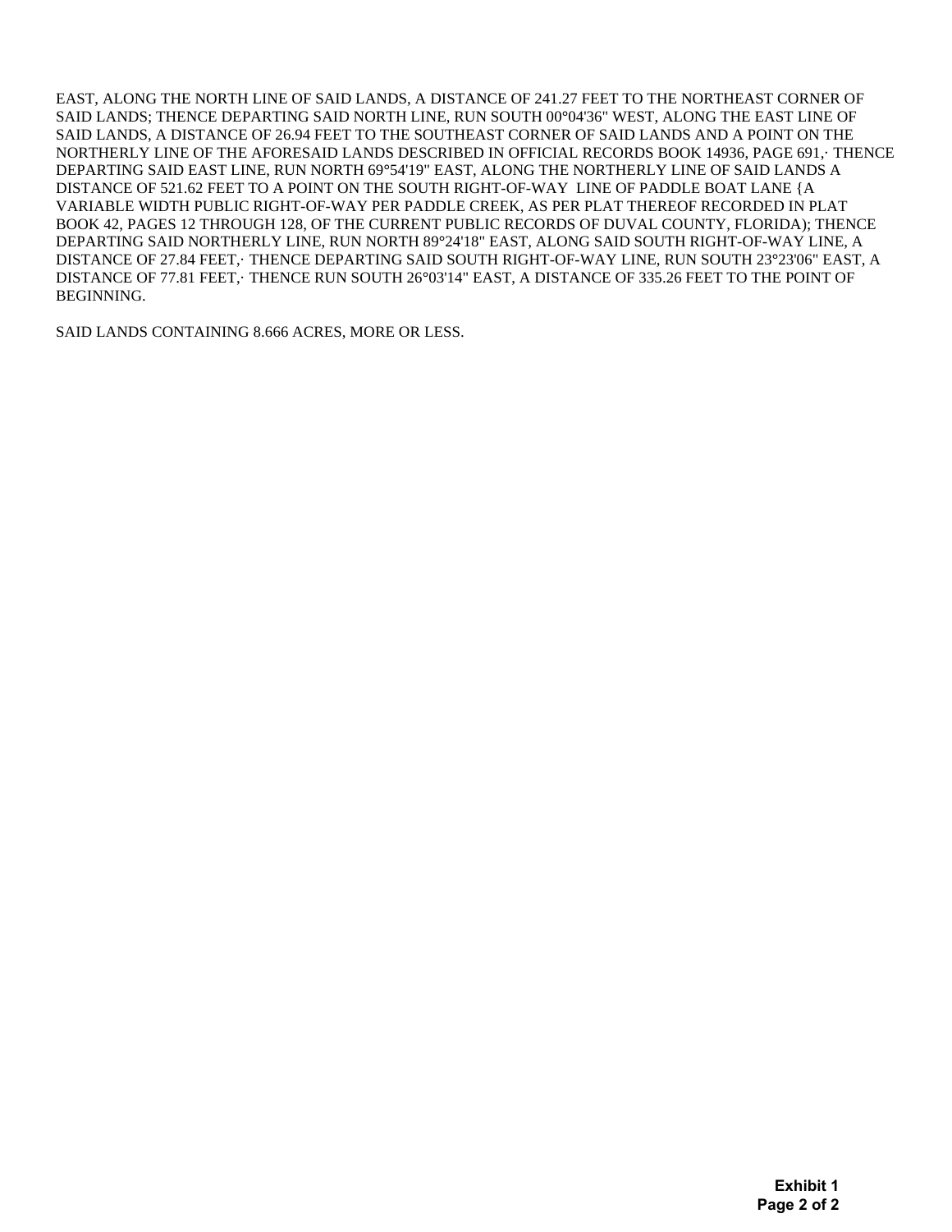EAST, ALONG THE NORTH LINE OF SAID LANDS, A DISTANCE OF 241.27 FEET TO THE NORTHEAST CORNER OF SAID LANDS; THENCE DEPARTING SAID NORTH LINE, RUN SOUTH 00°04'36" WEST, ALONG THE EAST LINE OF SAID LANDS, A DISTANCE OF 26.94 FEET TO THE SOUTHEAST CORNER OF SAID LANDS AND A POINT ON THE NORTHERLY LINE OF THE AFORESAID LANDS DESCRIBED IN OFFICIAL RECORDS BOOK 14936, PAGE 691,· THENCE DEPARTING SAID EAST LINE, RUN NORTH 69°54'19" EAST, ALONG THE NORTHERLY LINE OF SAID LANDS A DISTANCE OF 521.62 FEET TO A POINT ON THE SOUTH RIGHT-OF-WAY LINE OF PADDLE BOAT LANE {A VARIABLE WIDTH PUBLIC RIGHT-OF-WAY PER PADDLE CREEK, AS PER PLAT THEREOF RECORDED IN PLAT BOOK 42, PAGES 12 THROUGH 128, OF THE CURRENT PUBLIC RECORDS OF DUVAL COUNTY, FLORIDA); THENCE DEPARTING SAID NORTHERLY LINE, RUN NORTH 89°24'18" EAST, ALONG SAID SOUTH RIGHT-OF-WAY LINE, A DISTANCE OF 27.84 FEET,· THENCE DEPARTING SAID SOUTH RIGHT-OF-WAY LINE, RUN SOUTH 23°23'06" EAST, A DISTANCE OF 77.81 FEET,· THENCE RUN SOUTH 26°03'14" EAST, A DISTANCE OF 335.26 FEET TO THE POINT OF BEGINNING.

SAID LANDS CONTAINING 8.666 ACRES, MORE OR LESS.

**Exhibit 1**
**Page 2 of 2**